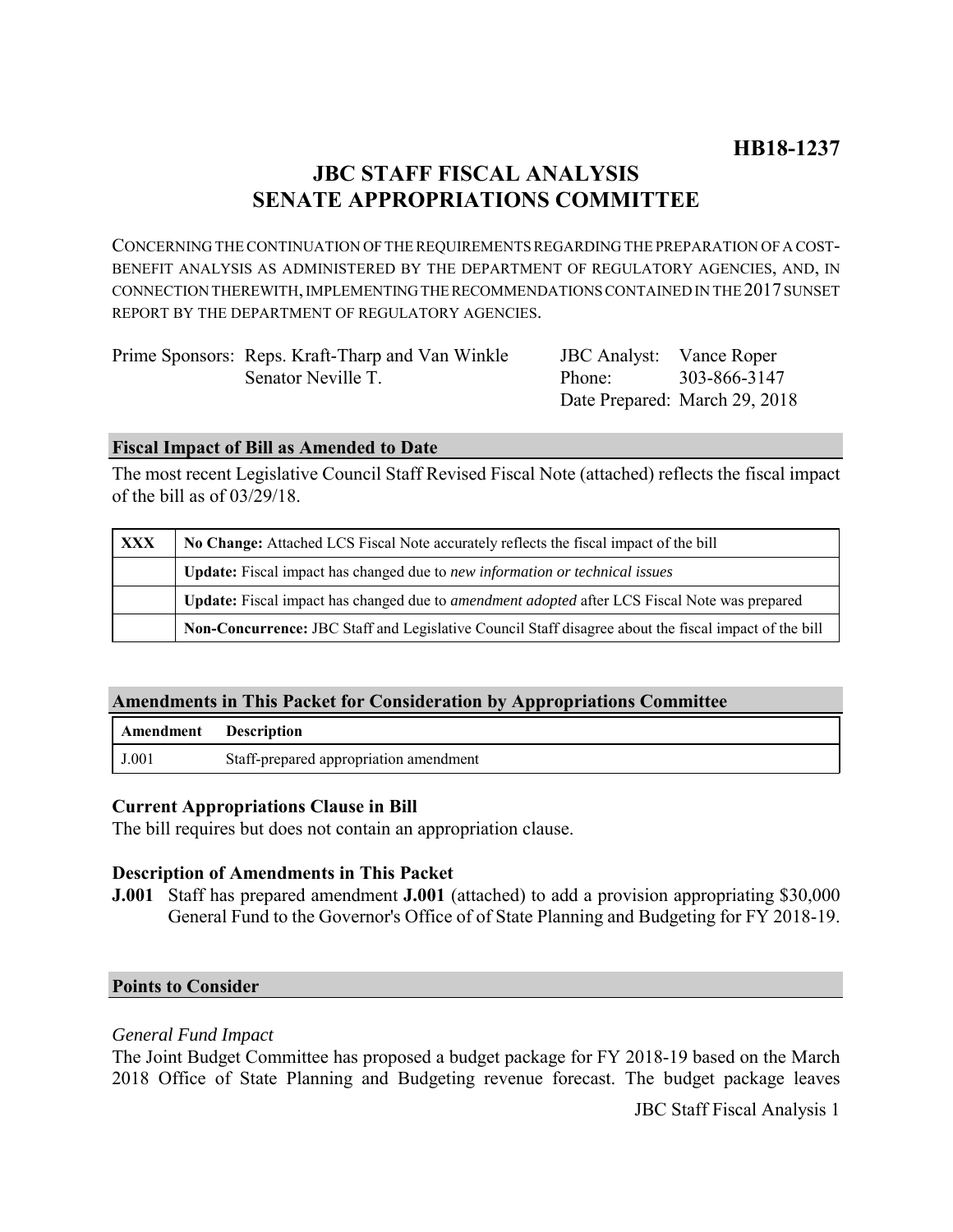**HB18-1237**

# JBC STAFF FISCAL ANALYSIS
# SENATE APPROPRIATIONS COMMITTEE

CONCERNING THE CONTINUATION OF THE REQUIREMENTS REGARDING THE PREPARATION OF A COST-BENEFIT ANALYSIS AS ADMINISTERED BY THE DEPARTMENT OF REGULATORY AGENCIES, AND, IN CONNECTION THEREWITH, IMPLEMENTING THE RECOMMENDATIONS CONTAINED IN THE 2017 SUNSET REPORT BY THE DEPARTMENT OF REGULATORY AGENCIES.

| | | | |
|---|---|---|---|
| Prime Sponsors: | Reps. Kraft-Tharp and Van Winkle | JBC Analyst: | Vance Roper |
| | Senator Neville T. | Phone: | 303-866-3147 |
| | | Date Prepared: | March 29, 2018 |

## Fiscal Impact of Bill as Amended to Date

The most recent Legislative Council Staff Revised Fiscal Note (attached) reflects the fiscal impact of the bill as of 03/29/18.

| | |
|---|---|
| XXX | **No Change:** Attached LCS Fiscal Note accurately reflects the fiscal impact of the bill |
| | **Update:** Fiscal impact has changed due to *new information or technical issues* |
| | **Update:** Fiscal impact has changed due to *amendment adopted* after LCS Fiscal Note was prepared |
| | **Non-Concurrence:** JBC Staff and Legislative Council Staff disagree about the fiscal impact of the bill |

## Amendments in This Packet for Consideration by Appropriations Committee

| Amendment | Description |
|---|---|
| J.001 | Staff-prepared appropriation amendment |

### Current Appropriations Clause in Bill

The bill requires but does not contain an appropriation clause.

### Description of Amendments in This Packet

**J.001** Staff has prepared amendment **J.001** (attached) to add a provision appropriating $30,000 General Fund to the Governor's Office of of State Planning and Budgeting for FY 2018-19.

## Points to Consider

*General Fund Impact*

The Joint Budget Committee has proposed a budget package for FY 2018-19 based on the March 2018 Office of State Planning and Budgeting revenue forecast. The budget package leaves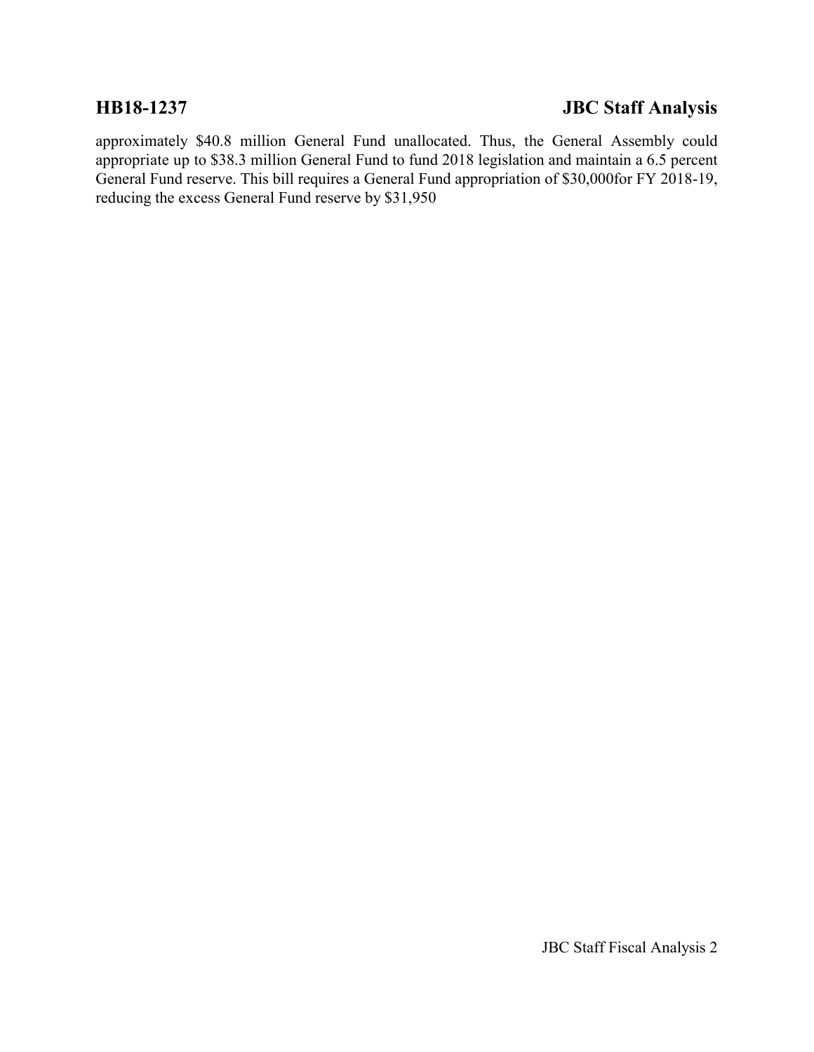approximately $40.8 million General Fund unallocated. Thus, the General Assembly could appropriate up to $38.3 million General Fund to fund 2018 legislation and maintain a 6.5 percent General Fund reserve. This bill requires a General Fund appropriation of $30,000for FY 2018-19, reducing the excess General Fund reserve by $31,950